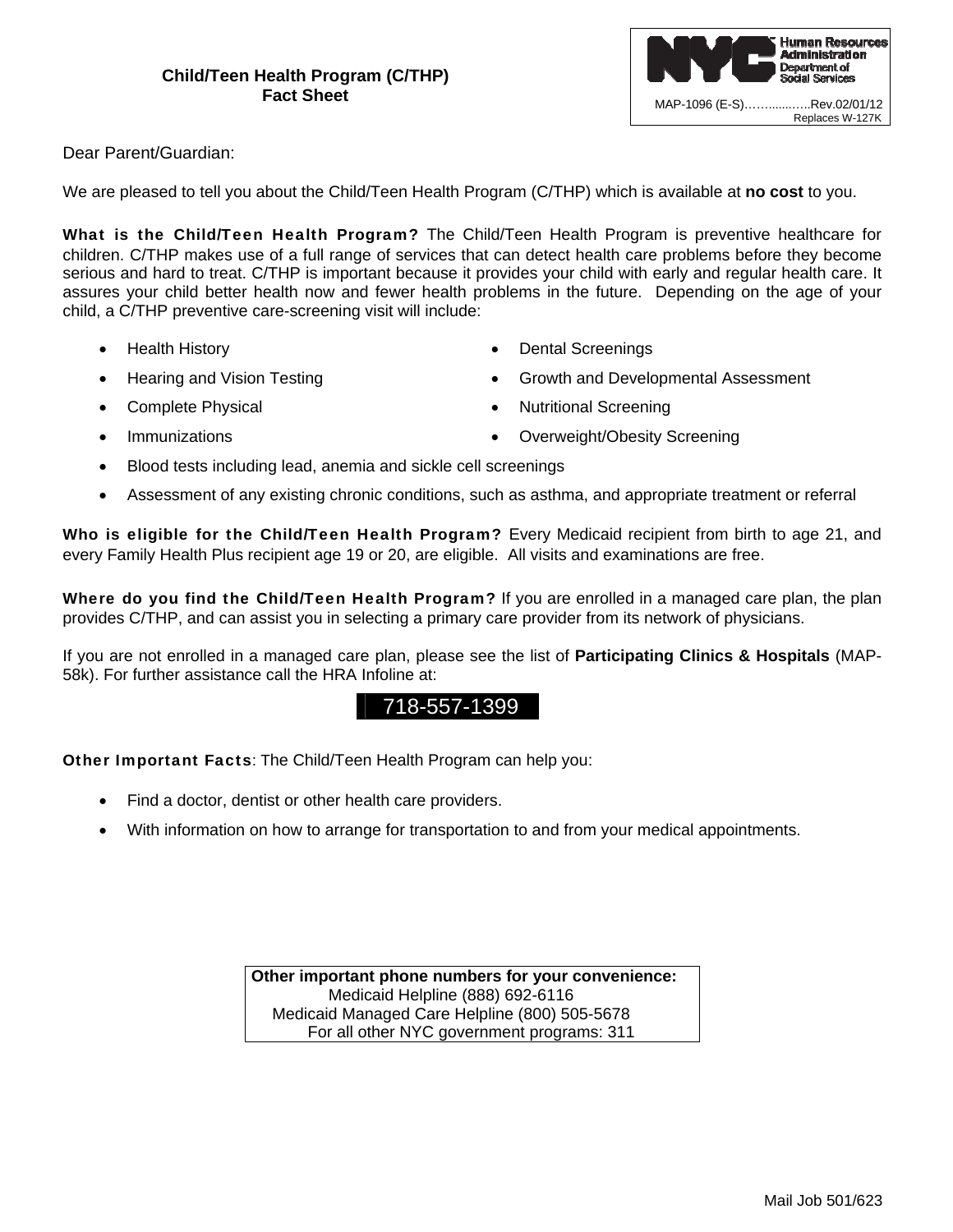# Child/Teen Health Program (C/THP)
## Fact Sheet

NYC Human Resources Administration Department of Social Services

MAP-1096 (E-S)……......…..Rev.02/01/12
Replaces W-127K

Dear Parent/Guardian:

We are pleased to tell you about the Child/Teen Health Program (C/THP) which is available at **no cost** to you.

**What is the Child/Teen Health Program?** The Child/Teen Health Program is preventive healthcare for children. C/THP makes use of a full range of services that can detect health care problems before they become serious and hard to treat. C/THP is important because it provides your child with early and regular health care. It assures your child better health now and fewer health problems in the future. Depending on the age of your child, a C/THP preventive care-screening visit will include:

- Health History
- Hearing and Vision Testing
- Complete Physical
- Immunizations
- Dental Screenings
- Growth and Developmental Assessment
- Nutritional Screening
- Overweight/Obesity Screening
- Blood tests including lead, anemia and sickle cell screenings
- Assessment of any existing chronic conditions, such as asthma, and appropriate treatment or referral

**Who is eligible for the Child/Teen Health Program?** Every Medicaid recipient from birth to age 21, and every Family Health Plus recipient age 19 or 20, are eligible. All visits and examinations are free.

**Where do you find the Child/Teen Health Program?** If you are enrolled in a managed care plan, the plan provides C/THP, and can assist you in selecting a primary care provider from its network of physicians.

If you are not enrolled in a managed care plan, please see the list of **Participating Clinics & Hospitals** (MAP-58k). For further assistance call the HRA Infoline at:

**718-557-1399**

**Other Important Facts**: The Child/Teen Health Program can help you:

- Find a doctor, dentist or other health care providers.
- With information on how to arrange for transportation to and from your medical appointments.

**Other important phone numbers for your convenience:**
Medicaid Helpline (888) 692-6116
Medicaid Managed Care Helpline (800) 505-5678
For all other NYC government programs: 311

Mail Job 501/623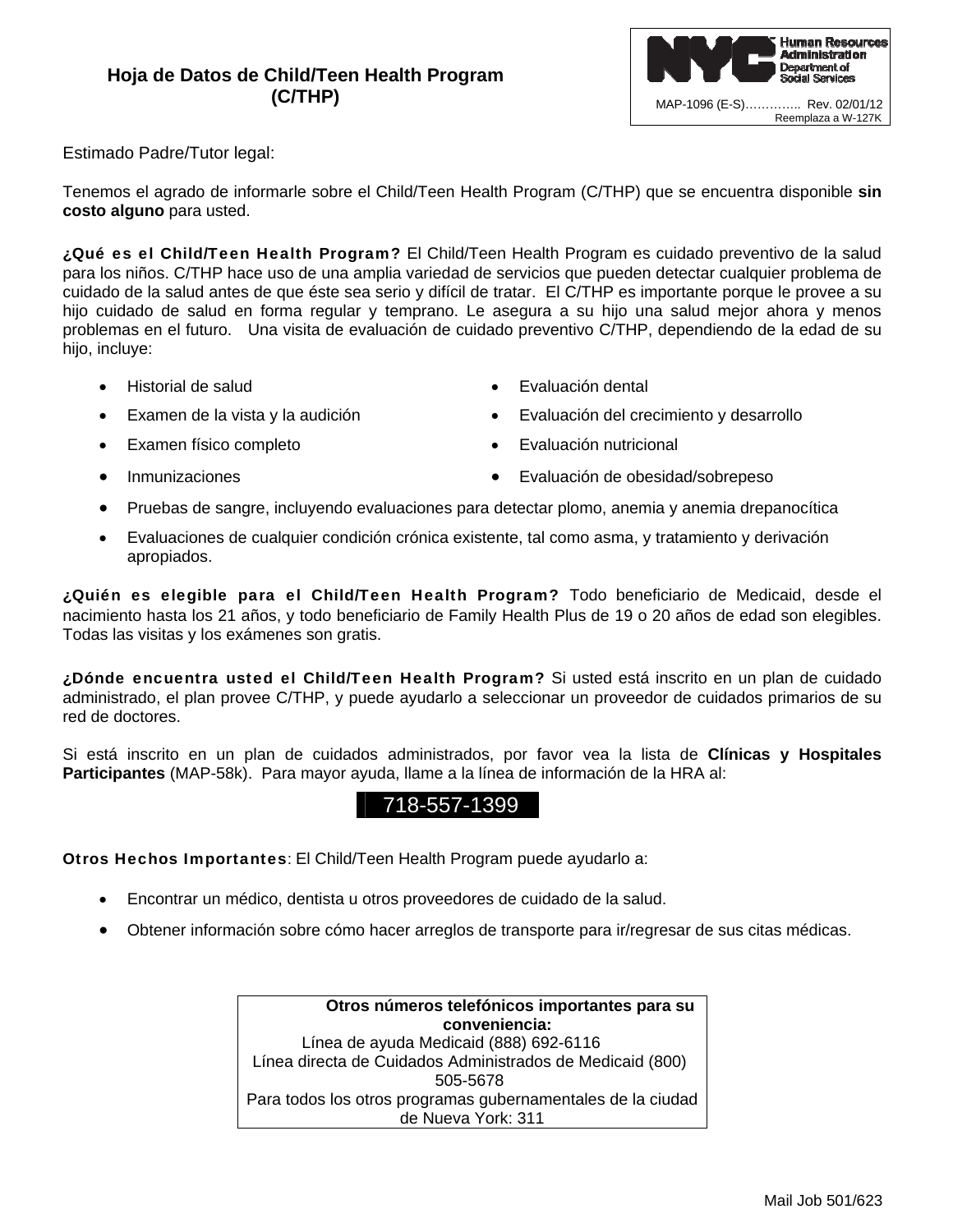# Hoja de Datos de Child/Teen Health Program (C/THP)

NYC Human Resources Administration
Department of Social Services

MAP-1096 (E-S)………….. Rev. 02/01/12
Reemplaza a W-127K

Estimado Padre/Tutor legal:

Tenemos el agrado de informarle sobre el Child/Teen Health Program (C/THP) que se encuentra disponible **sin costo alguno** para usted.

**¿Qué es el Child/Teen Health Program?** El Child/Teen Health Program es cuidado preventivo de la salud para los niños. C/THP hace uso de una amplia variedad de servicios que pueden detectar cualquier problema de cuidado de la salud antes de que éste sea serio y difícil de tratar. El C/THP es importante porque le provee a su hijo cuidado de salud en forma regular y temprano. Le asegura a su hijo una salud mejor ahora y menos problemas en el futuro. Una visita de evaluación de cuidado preventivo C/THP, dependiendo de la edad de su hijo, incluye:

- Historial de salud
- Examen de la vista y la audición
- Examen físico completo
- Inmunizaciones
- Evaluación dental
- Evaluación del crecimiento y desarrollo
- Evaluación nutricional
- Evaluación de obesidad/sobrepeso
- Pruebas de sangre, incluyendo evaluaciones para detectar plomo, anemia y anemia drepanocítica
- Evaluaciones de cualquier condición crónica existente, tal como asma, y tratamiento y derivación apropiados.

**¿Quién es elegible para el Child/Teen Health Program?** Todo beneficiario de Medicaid, desde el nacimiento hasta los 21 años, y todo beneficiario de Family Health Plus de 19 o 20 años de edad son elegibles. Todas las visitas y los exámenes son gratis.

**¿Dónde encuentra usted el Child/Teen Health Program?** Si usted está inscrito en un plan de cuidado administrado, el plan provee C/THP, y puede ayudarlo a seleccionar un proveedor de cuidados primarios de su red de doctores.

Si está inscrito en un plan de cuidados administrados, por favor vea la lista de **Clínicas y Hospitales Participantes** (MAP-58k). Para mayor ayuda, llame a la línea de información de la HRA al:

**718-557-1399**

**Otros Hechos Importantes**: El Child/Teen Health Program puede ayudarlo a:

- Encontrar un médico, dentista u otros proveedores de cuidado de la salud.
- Obtener información sobre cómo hacer arreglos de transporte para ir/regresar de sus citas médicas.

**Otros números telefónicos importantes para su conveniencia:**
Línea de ayuda Medicaid (888) 692-6116
Línea directa de Cuidados Administrados de Medicaid (800) 505-5678
Para todos los otros programas gubernamentales de la ciudad de Nueva York: 311

Mail Job 501/623